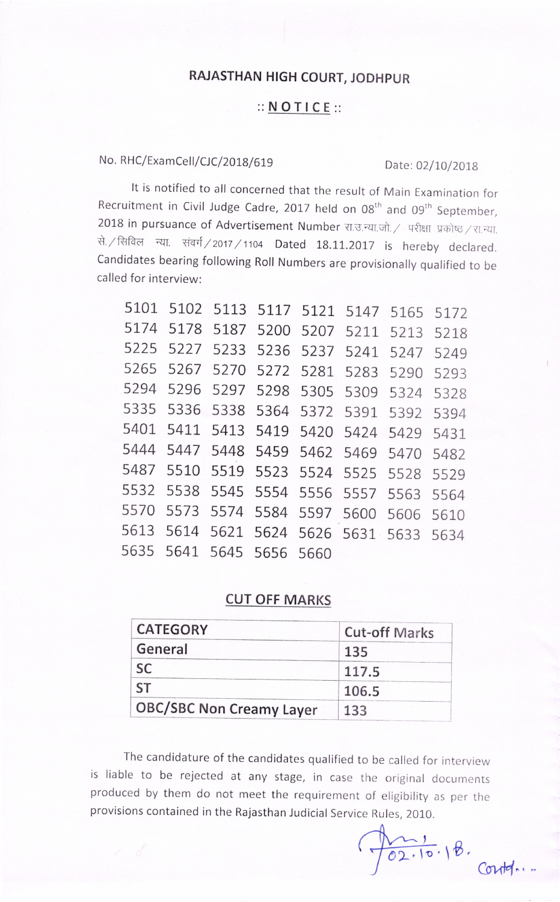# RAJASTHAN HIGH COURT, JODHPUR

## :: NOTICE ::

No. RHC/ExamCell/CJC/2018/619 Date: 02/10/2018

It is notified to all concerned that the result of Main Examination for Recruitment in Civil Judge Cadre, 2017 held on 08th and 09th September, 2018 in pursuance of Advertisement Number रा.उ.न्या.जो./ परीक्षा प्रकोष्ठ/रा.न्या. से./सिविल न्या. संवर्ग/2017/1104 Dated 18.11.2017 is hereby declared. Candidates bearing following Roll Numbers are provisionally qualified to be called for interview:

|  |  |  |  |  |  |  |  |
|---|---|---|---|---|---|---|---|
| 5101 | 5102 | 5113 | 5117 | 5121 | 5147 | 5165 | 5172 |
| 5174 | 5178 | 5187 | 5200 | 5207 | 5211 | 5213 | 5218 |
| 5225 | 5227 | 5233 | 5236 | 5237 | 5241 | 5247 | 5249 |
| 5265 | 5267 | 5270 | 5272 | 5281 | 5283 | 5290 | 5293 |
| 5294 | 5296 | 5297 | 5298 | 5305 | 5309 | 5324 | 5328 |
| 5335 | 5336 | 5338 | 5364 | 5372 | 5391 | 5392 | 5394 |
| 5401 | 5411 | 5413 | 5419 | 5420 | 5424 | 5429 | 5431 |
| 5444 | 5447 | 5448 | 5459 | 5462 | 5469 | 5470 | 5482 |
| 5487 | 5510 | 5519 | 5523 | 5524 | 5525 | 5528 | 5529 |
| 5532 | 5538 | 5545 | 5554 | 5556 | 5557 | 5563 | 5564 |
| 5570 | 5573 | 5574 | 5584 | 5597 | 5600 | 5606 | 5610 |
| 5613 | 5614 | 5621 | 5624 | 5626 | 5631 | 5633 | 5634 |
| 5635 | 5641 | 5645 | 5656 | 5660 |  |  |  |

## CUT OFF MARKS

| CATEGORY | Cut-off Marks |
|---|---|
| General | 135 |
| SC | 117.5 |
| ST | 106.5 |
| OBC/SBC Non Creamy Layer | 133 |

The candidature of the candidates qualified to be called for interview is liable to be rejected at any stage, in case the original documents produced by them do not meet the requirement of eligibility as per the provisions contained in the Rajasthan Judicial Service Rules, 2010.

02.10.18.

Contd...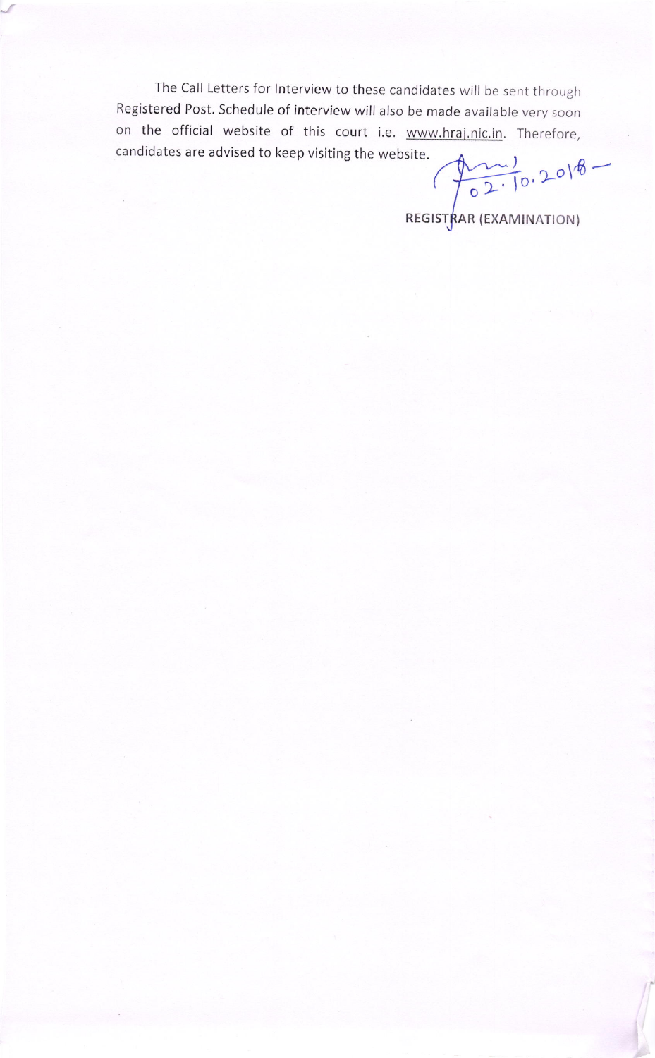The Call Letters for Interview to these candidates will be sent through Registered Post. Schedule of interview will also be made available very soon on the official website of this court i.e. www.hraj.nic.in. Therefore, candidates are advised to keep visiting the website.

02.10.2018

REGISTRAR (EXAMINATION)